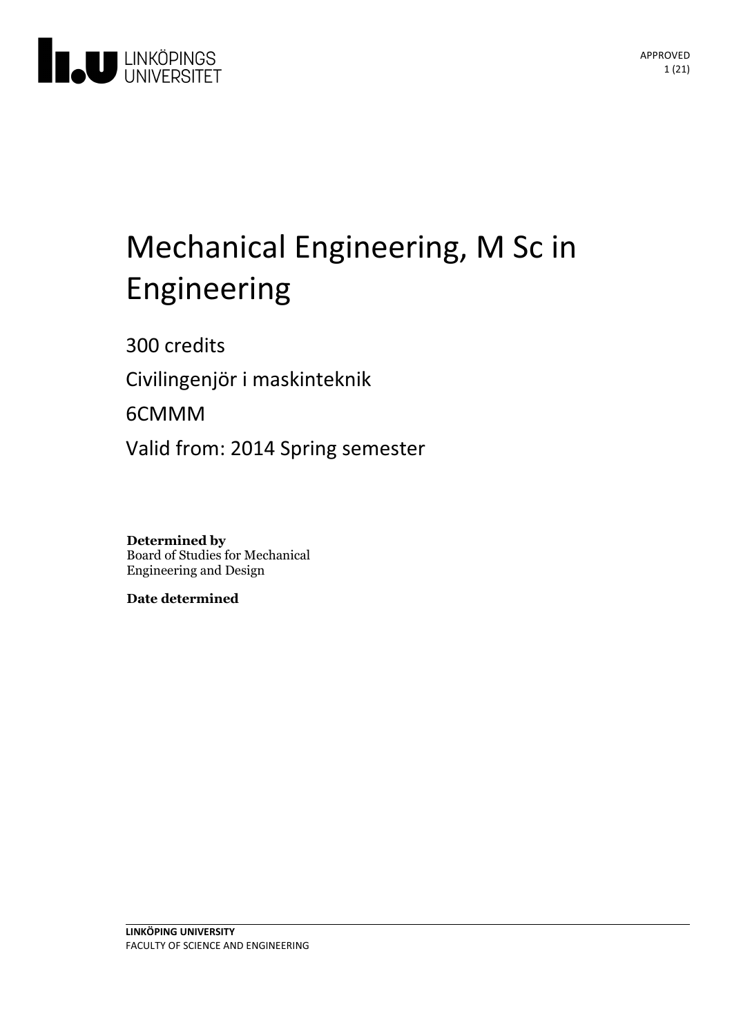# Mechanical Engineering, M Sc in Engineering

300 credits

Civilingenjör i maskinteknik

6CMMM

Valid from: 2014 Spring semester

**Determined by**
Board of Studies for Mechanical Engineering and Design

**Date determined**

**LINKÖPING UNIVERSITY**
FACULTY OF SCIENCE AND ENGINEERING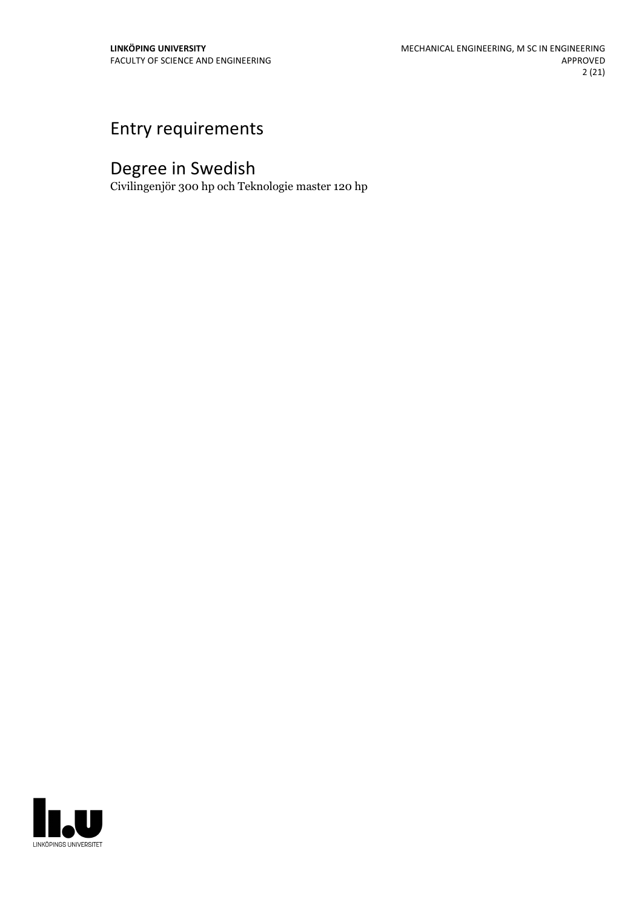# Entry requirements

# Degree in Swedish

Civilingenjör 300 hp och Teknologie master 120 hp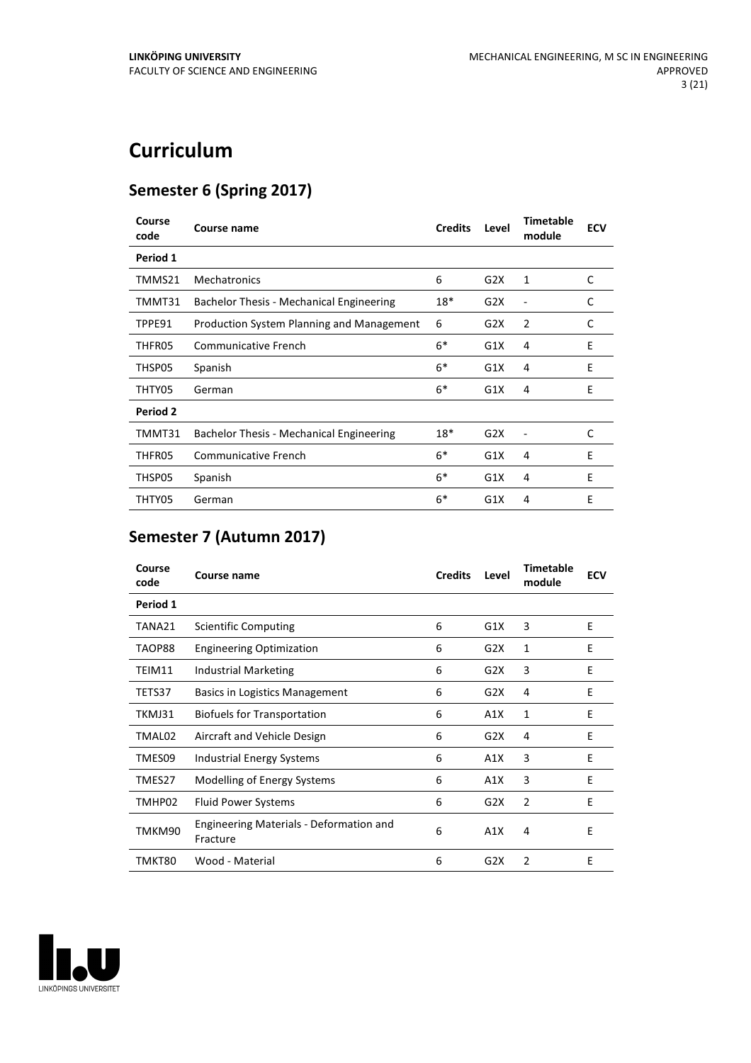# Curriculum

## Semester 6 (Spring 2017)

| Course code | Course name | Credits | Level | Timetable module | ECV |
|---|---|---|---|---|---|
| **Period 1** | | | | | |
| TMMS21 | Mechatronics | 6 | G2X | 1 | C |
| TMMT31 | Bachelor Thesis - Mechanical Engineering | 18* | G2X | - | C |
| TPPE91 | Production System Planning and Management | 6 | G2X | 2 | C |
| THFR05 | Communicative French | 6* | G1X | 4 | E |
| THSP05 | Spanish | 6* | G1X | 4 | E |
| THTY05 | German | 6* | G1X | 4 | E |
| **Period 2** | | | | | |
| TMMT31 | Bachelor Thesis - Mechanical Engineering | 18* | G2X | - | C |
| THFR05 | Communicative French | 6* | G1X | 4 | E |
| THSP05 | Spanish | 6* | G1X | 4 | E |
| THTY05 | German | 6* | G1X | 4 | E |

## Semester 7 (Autumn 2017)

| Course code | Course name | Credits | Level | Timetable module | ECV |
|---|---|---|---|---|---|
| **Period 1** | | | | | |
| TANA21 | Scientific Computing | 6 | G1X | 3 | E |
| TAOP88 | Engineering Optimization | 6 | G2X | 1 | E |
| TEIM11 | Industrial Marketing | 6 | G2X | 3 | E |
| TETS37 | Basics in Logistics Management | 6 | G2X | 4 | E |
| TKMJ31 | Biofuels for Transportation | 6 | A1X | 1 | E |
| TMAL02 | Aircraft and Vehicle Design | 6 | G2X | 4 | E |
| TMES09 | Industrial Energy Systems | 6 | A1X | 3 | E |
| TMES27 | Modelling of Energy Systems | 6 | A1X | 3 | E |
| TMHP02 | Fluid Power Systems | 6 | G2X | 2 | E |
| TMKM90 | Engineering Materials - Deformation and Fracture | 6 | A1X | 4 | E |
| TMKT80 | Wood - Material | 6 | G2X | 2 | E |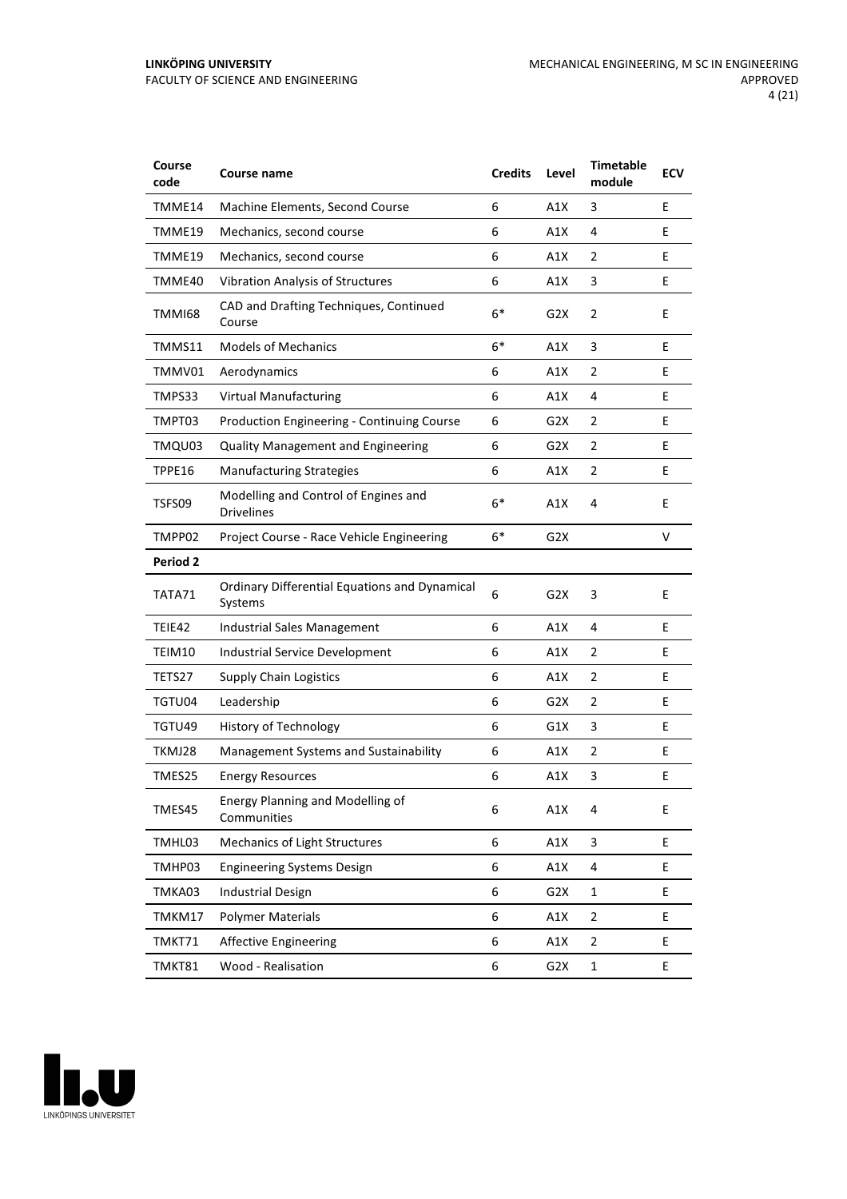| Course code | Course name | Credits | Level | Timetable module | ECV |
|---|---|---|---|---|---|
| TMME14 | Machine Elements, Second Course | 6 | A1X | 3 | E |
| TMME19 | Mechanics, second course | 6 | A1X | 4 | E |
| TMME19 | Mechanics, second course | 6 | A1X | 2 | E |
| TMME40 | Vibration Analysis of Structures | 6 | A1X | 3 | E |
| TMMI68 | CAD and Drafting Techniques, Continued Course | 6* | G2X | 2 | E |
| TMMS11 | Models of Mechanics | 6* | A1X | 3 | E |
| TMMV01 | Aerodynamics | 6 | A1X | 2 | E |
| TMPS33 | Virtual Manufacturing | 6 | A1X | 4 | E |
| TMPT03 | Production Engineering - Continuing Course | 6 | G2X | 2 | E |
| TMQU03 | Quality Management and Engineering | 6 | G2X | 2 | E |
| TPPE16 | Manufacturing Strategies | 6 | A1X | 2 | E |
| TSFS09 | Modelling and Control of Engines and Drivelines | 6* | A1X | 4 | E |
| TMPP02 | Project Course - Race Vehicle Engineering | 6* | G2X | | V |
| **Period 2** | | | | | |
| TATA71 | Ordinary Differential Equations and Dynamical Systems | 6 | G2X | 3 | E |
| TEIE42 | Industrial Sales Management | 6 | A1X | 4 | E |
| TEIM10 | Industrial Service Development | 6 | A1X | 2 | E |
| TETS27 | Supply Chain Logistics | 6 | A1X | 2 | E |
| TGTU04 | Leadership | 6 | G2X | 2 | E |
| TGTU49 | History of Technology | 6 | G1X | 3 | E |
| TKMJ28 | Management Systems and Sustainability | 6 | A1X | 2 | E |
| TMES25 | Energy Resources | 6 | A1X | 3 | E |
| TMES45 | Energy Planning and Modelling of Communities | 6 | A1X | 4 | E |
| TMHL03 | Mechanics of Light Structures | 6 | A1X | 3 | E |
| TMHP03 | Engineering Systems Design | 6 | A1X | 4 | E |
| TMKA03 | Industrial Design | 6 | G2X | 1 | E |
| TMKM17 | Polymer Materials | 6 | A1X | 2 | E |
| TMKT71 | Affective Engineering | 6 | A1X | 2 | E |
| TMKT81 | Wood - Realisation | 6 | G2X | 1 | E |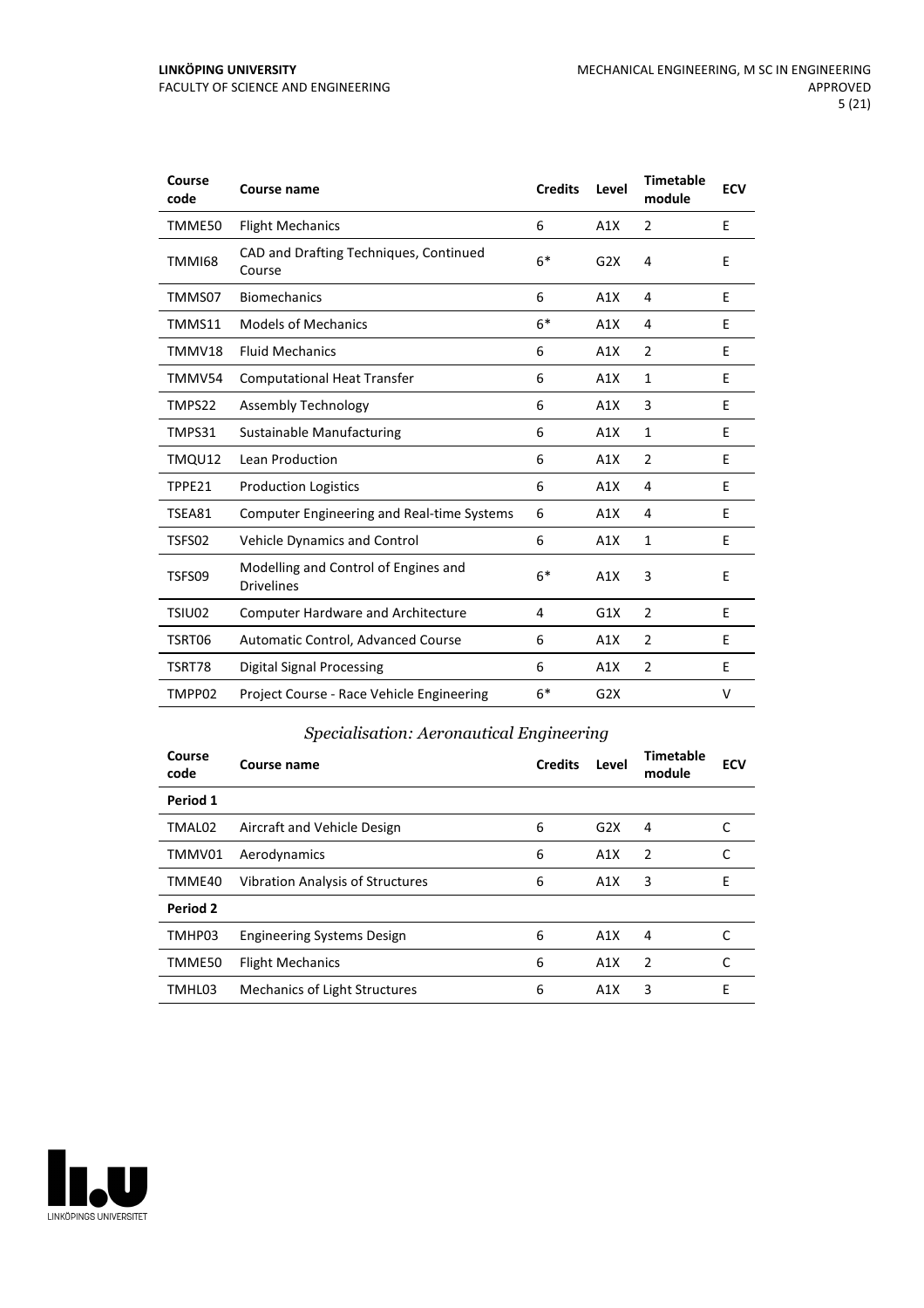| Course code | Course name | Credits | Level | Timetable module | ECV |
|---|---|---|---|---|---|
| TMME50 | Flight Mechanics | 6 | A1X | 2 | E |
| TMMI68 | CAD and Drafting Techniques, Continued Course | 6* | G2X | 4 | E |
| TMMS07 | Biomechanics | 6 | A1X | 4 | E |
| TMMS11 | Models of Mechanics | 6* | A1X | 4 | E |
| TMMV18 | Fluid Mechanics | 6 | A1X | 2 | E |
| TMMV54 | Computational Heat Transfer | 6 | A1X | 1 | E |
| TMPS22 | Assembly Technology | 6 | A1X | 3 | E |
| TMPS31 | Sustainable Manufacturing | 6 | A1X | 1 | E |
| TMQU12 | Lean Production | 6 | A1X | 2 | E |
| TPPE21 | Production Logistics | 6 | A1X | 4 | E |
| TSEA81 | Computer Engineering and Real-time Systems | 6 | A1X | 4 | E |
| TSFS02 | Vehicle Dynamics and Control | 6 | A1X | 1 | E |
| TSFS09 | Modelling and Control of Engines and Drivelines | 6* | A1X | 3 | E |
| TSIU02 | Computer Hardware and Architecture | 4 | G1X | 2 | E |
| TSRT06 | Automatic Control, Advanced Course | 6 | A1X | 2 | E |
| TSRT78 | Digital Signal Processing | 6 | A1X | 2 | E |
| TMPP02 | Project Course - Race Vehicle Engineering | 6* | G2X | | V |

### *Specialisation: Aeronautical Engineering*

| Course code | Course name | Credits | Level | Timetable module | ECV |
|---|---|---|---|---|---|
| **Period 1** | | | | | |
| TMAL02 | Aircraft and Vehicle Design | 6 | G2X | 4 | C |
| TMMV01 | Aerodynamics | 6 | A1X | 2 | C |
| TMME40 | Vibration Analysis of Structures | 6 | A1X | 3 | E |
| **Period 2** | | | | | |
| TMHP03 | Engineering Systems Design | 6 | A1X | 4 | C |
| TMME50 | Flight Mechanics | 6 | A1X | 2 | C |
| TMHL03 | Mechanics of Light Structures | 6 | A1X | 3 | E |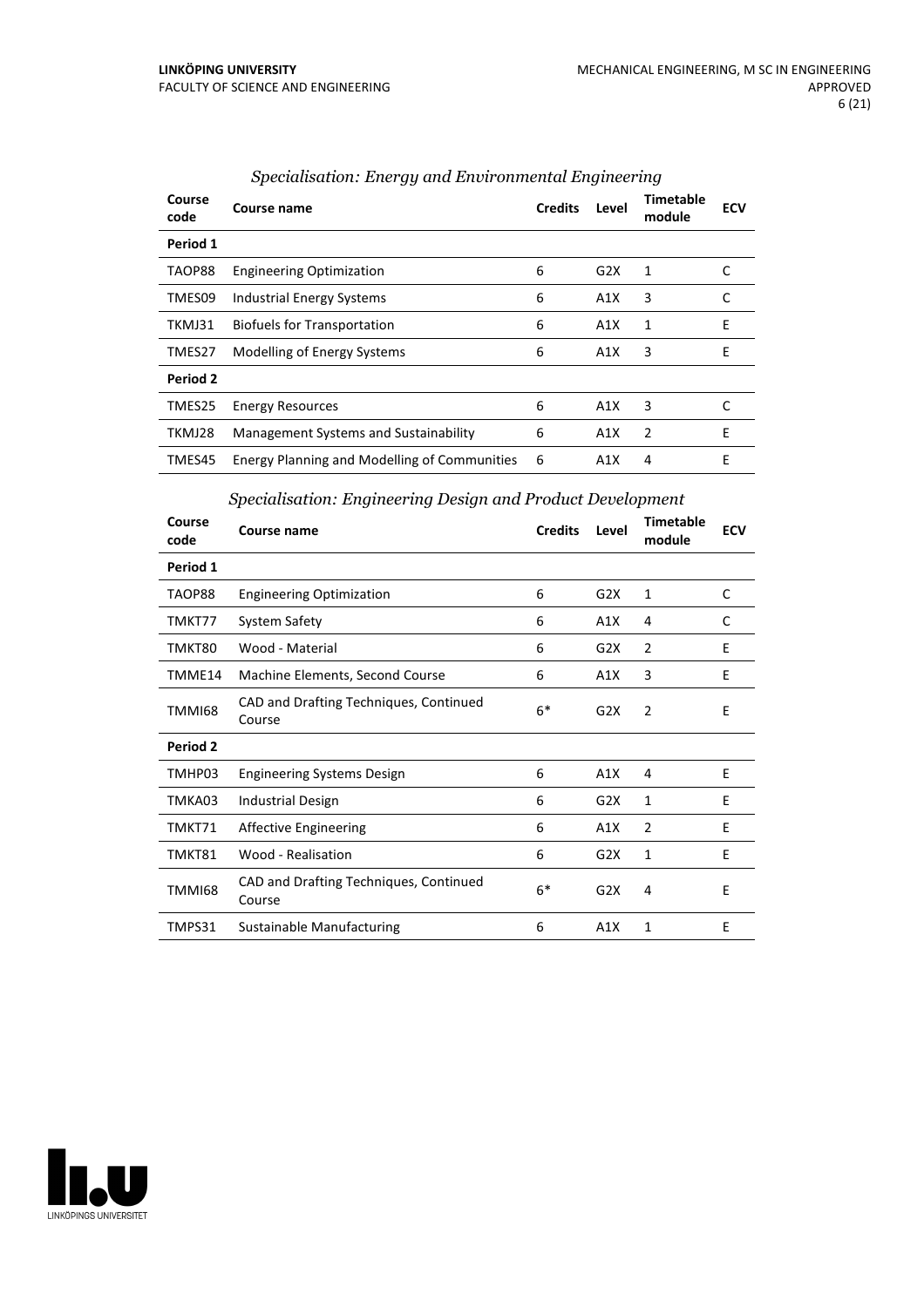### *Specialisation: Energy and Environmental Engineering*

| Course code | Course name | Credits | Level | Timetable module | ECV |
|---|---|---|---|---|---|
| **Period 1** | | | | | |
| TAOP88 | Engineering Optimization | 6 | G2X | 1 | C |
| TMES09 | Industrial Energy Systems | 6 | A1X | 3 | C |
| TKMJ31 | Biofuels for Transportation | 6 | A1X | 1 | E |
| TMES27 | Modelling of Energy Systems | 6 | A1X | 3 | E |
| **Period 2** | | | | | |
| TMES25 | Energy Resources | 6 | A1X | 3 | C |
| TKMJ28 | Management Systems and Sustainability | 6 | A1X | 2 | E |
| TMES45 | Energy Planning and Modelling of Communities | 6 | A1X | 4 | E |

### *Specialisation: Engineering Design and Product Development*

| Course code | Course name | Credits | Level | Timetable module | ECV |
|---|---|---|---|---|---|
| **Period 1** | | | | | |
| TAOP88 | Engineering Optimization | 6 | G2X | 1 | C |
| TMKT77 | System Safety | 6 | A1X | 4 | C |
| TMKT80 | Wood - Material | 6 | G2X | 2 | E |
| TMME14 | Machine Elements, Second Course | 6 | A1X | 3 | E |
| TMMI68 | CAD and Drafting Techniques, Continued Course | 6* | G2X | 2 | E |
| **Period 2** | | | | | |
| TMHP03 | Engineering Systems Design | 6 | A1X | 4 | E |
| TMKA03 | Industrial Design | 6 | G2X | 1 | E |
| TMKT71 | Affective Engineering | 6 | A1X | 2 | E |
| TMKT81 | Wood - Realisation | 6 | G2X | 1 | E |
| TMMI68 | CAD and Drafting Techniques, Continued Course | 6* | G2X | 4 | E |
| TMPS31 | Sustainable Manufacturing | 6 | A1X | 1 | E |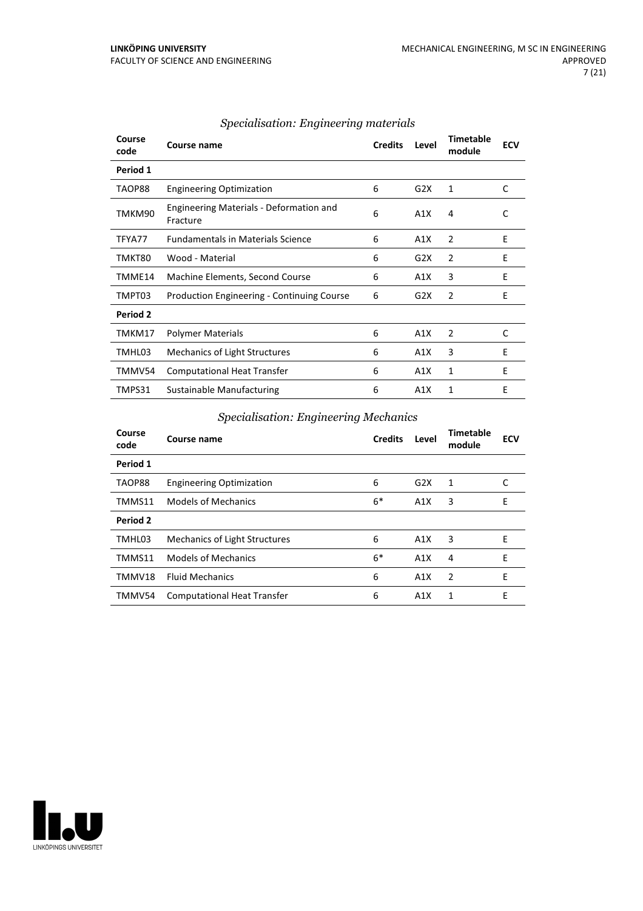### *Specialisation: Engineering materials*

| Course code | Course name | Credits | Level | Timetable module | ECV |
|---|---|---|---|---|---|
| **Period 1** | | | | | |
| TAOP88 | Engineering Optimization | 6 | G2X | 1 | C |
| TMKM90 | Engineering Materials - Deformation and Fracture | 6 | A1X | 4 | C |
| TFYA77 | Fundamentals in Materials Science | 6 | A1X | 2 | E |
| TMKT80 | Wood - Material | 6 | G2X | 2 | E |
| TMME14 | Machine Elements, Second Course | 6 | A1X | 3 | E |
| TMPT03 | Production Engineering - Continuing Course | 6 | G2X | 2 | E |
| **Period 2** | | | | | |
| TMKM17 | Polymer Materials | 6 | A1X | 2 | C |
| TMHL03 | Mechanics of Light Structures | 6 | A1X | 3 | E |
| TMMV54 | Computational Heat Transfer | 6 | A1X | 1 | E |
| TMPS31 | Sustainable Manufacturing | 6 | A1X | 1 | E |

### *Specialisation: Engineering Mechanics*

| Course code | Course name | Credits | Level | Timetable module | ECV |
|---|---|---|---|---|---|
| **Period 1** | | | | | |
| TAOP88 | Engineering Optimization | 6 | G2X | 1 | C |
| TMMS11 | Models of Mechanics | 6* | A1X | 3 | E |
| **Period 2** | | | | | |
| TMHL03 | Mechanics of Light Structures | 6 | A1X | 3 | E |
| TMMS11 | Models of Mechanics | 6* | A1X | 4 | E |
| TMMV18 | Fluid Mechanics | 6 | A1X | 2 | E |
| TMMV54 | Computational Heat Transfer | 6 | A1X | 1 | E |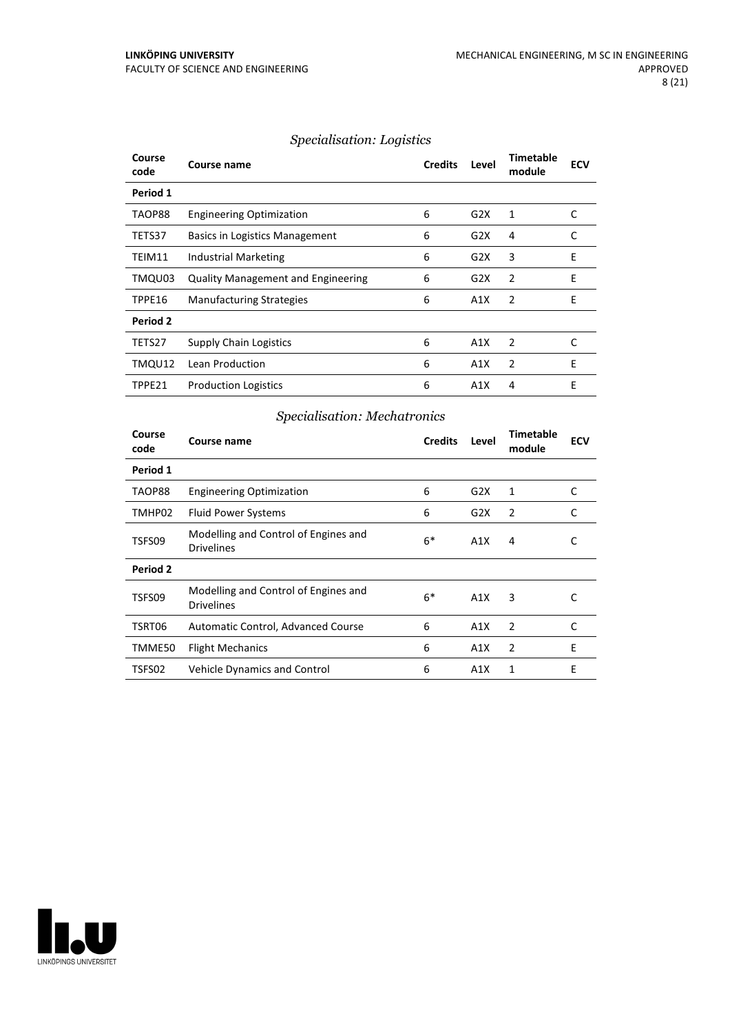### *Specialisation: Logistics*

| Course code | Course name | Credits | Level | Timetable module | ECV |
|---|---|---|---|---|---|
| **Period 1** | | | | | |
| TAOP88 | Engineering Optimization | 6 | G2X | 1 | C |
| TETS37 | Basics in Logistics Management | 6 | G2X | 4 | C |
| TEIM11 | Industrial Marketing | 6 | G2X | 3 | E |
| TMQU03 | Quality Management and Engineering | 6 | G2X | 2 | E |
| TPPE16 | Manufacturing Strategies | 6 | A1X | 2 | E |
| **Period 2** | | | | | |
| TETS27 | Supply Chain Logistics | 6 | A1X | 2 | C |
| TMQU12 | Lean Production | 6 | A1X | 2 | E |
| TPPE21 | Production Logistics | 6 | A1X | 4 | E |

### *Specialisation: Mechatronics*

| Course code | Course name | Credits | Level | Timetable module | ECV |
|---|---|---|---|---|---|
| **Period 1** | | | | | |
| TAOP88 | Engineering Optimization | 6 | G2X | 1 | C |
| TMHP02 | Fluid Power Systems | 6 | G2X | 2 | C |
| TSFS09 | Modelling and Control of Engines and Drivelines | 6* | A1X | 4 | C |
| **Period 2** | | | | | |
| TSFS09 | Modelling and Control of Engines and Drivelines | 6* | A1X | 3 | C |
| TSRT06 | Automatic Control, Advanced Course | 6 | A1X | 2 | C |
| TMME50 | Flight Mechanics | 6 | A1X | 2 | E |
| TSFS02 | Vehicle Dynamics and Control | 6 | A1X | 1 | E |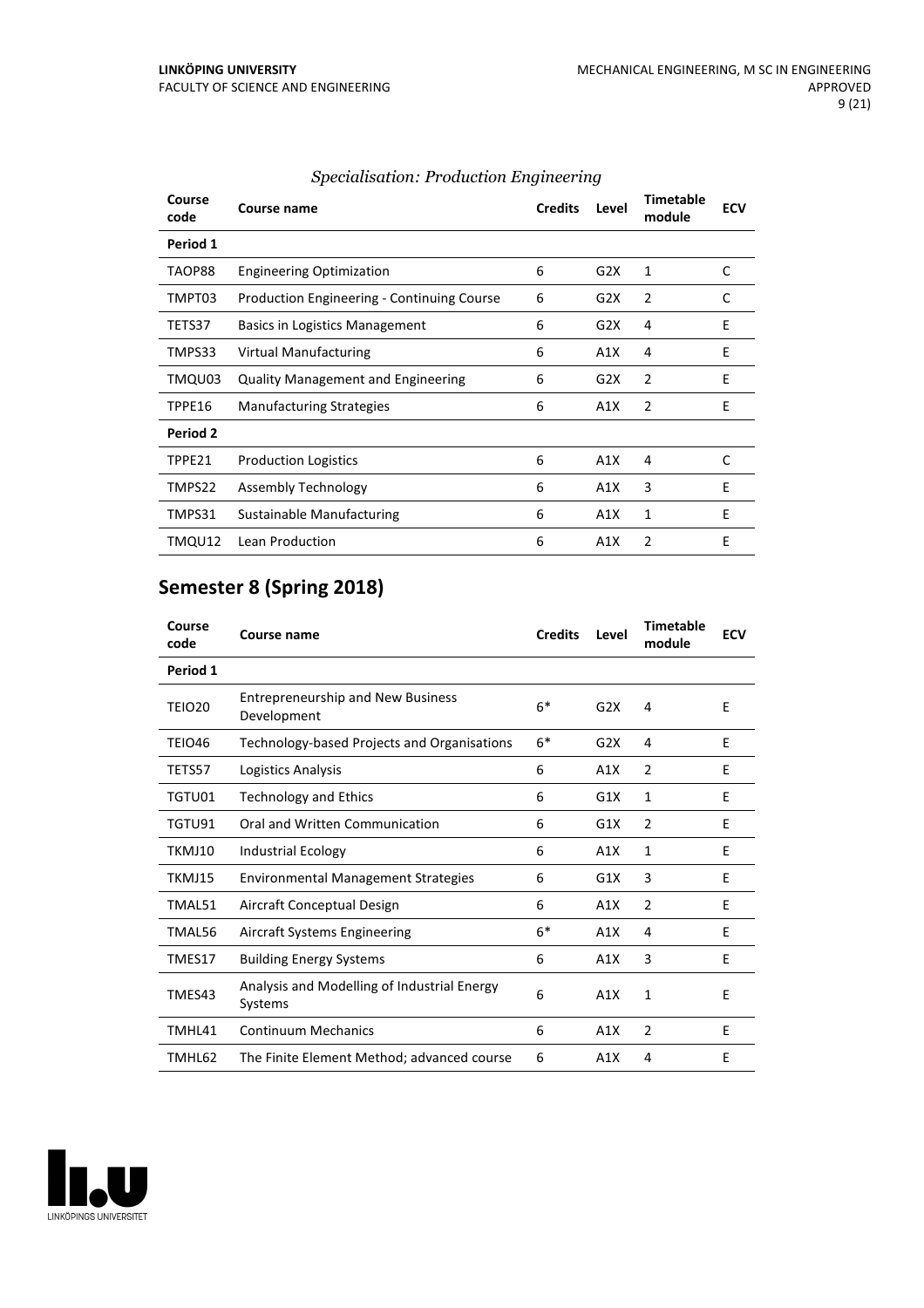*Specialisation: Production Engineering*

| Course code | Course name | Credits | Level | Timetable module | ECV |
|---|---|---|---|---|---|
| **Period 1** | | | | | |
| TAOP88 | Engineering Optimization | 6 | G2X | 1 | C |
| TMPT03 | Production Engineering - Continuing Course | 6 | G2X | 2 | C |
| TETS37 | Basics in Logistics Management | 6 | G2X | 4 | E |
| TMPS33 | Virtual Manufacturing | 6 | A1X | 4 | E |
| TMQU03 | Quality Management and Engineering | 6 | G2X | 2 | E |
| TPPE16 | Manufacturing Strategies | 6 | A1X | 2 | E |
| **Period 2** | | | | | |
| TPPE21 | Production Logistics | 6 | A1X | 4 | C |
| TMPS22 | Assembly Technology | 6 | A1X | 3 | E |
| TMPS31 | Sustainable Manufacturing | 6 | A1X | 1 | E |
| TMQU12 | Lean Production | 6 | A1X | 2 | E |

## Semester 8 (Spring 2018)

| Course code | Course name | Credits | Level | Timetable module | ECV |
|---|---|---|---|---|---|
| **Period 1** | | | | | |
| TEIO20 | Entrepreneurship and New Business Development | 6* | G2X | 4 | E |
| TEIO46 | Technology-based Projects and Organisations | 6* | G2X | 4 | E |
| TETS57 | Logistics Analysis | 6 | A1X | 2 | E |
| TGTU01 | Technology and Ethics | 6 | G1X | 1 | E |
| TGTU91 | Oral and Written Communication | 6 | G1X | 2 | E |
| TKMJ10 | Industrial Ecology | 6 | A1X | 1 | E |
| TKMJ15 | Environmental Management Strategies | 6 | G1X | 3 | E |
| TMAL51 | Aircraft Conceptual Design | 6 | A1X | 2 | E |
| TMAL56 | Aircraft Systems Engineering | 6* | A1X | 4 | E |
| TMES17 | Building Energy Systems | 6 | A1X | 3 | E |
| TMES43 | Analysis and Modelling of Industrial Energy Systems | 6 | A1X | 1 | E |
| TMHL41 | Continuum Mechanics | 6 | A1X | 2 | E |
| TMHL62 | The Finite Element Method; advanced course | 6 | A1X | 4 | E |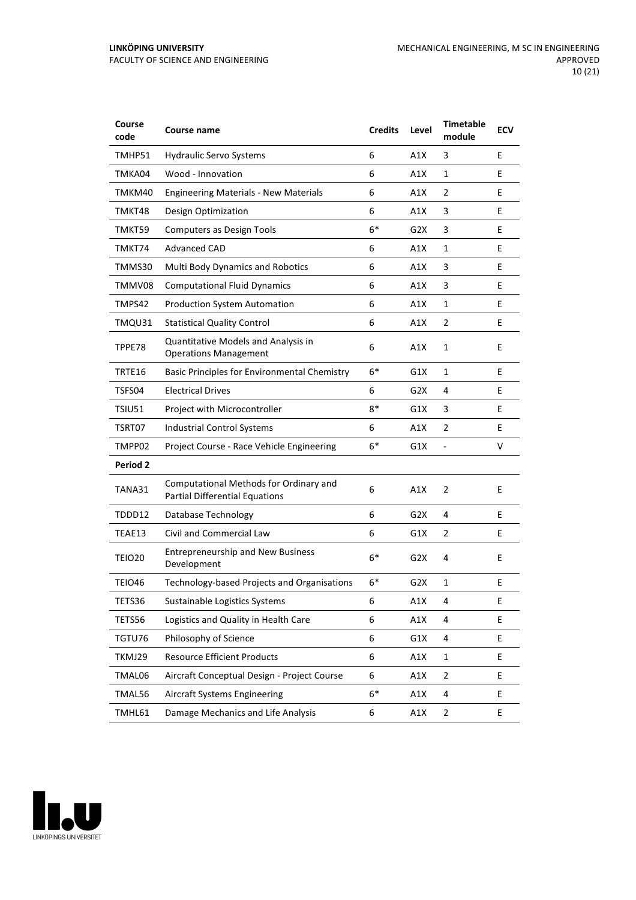| Course code | Course name | Credits | Level | Timetable module | ECV |
|---|---|---|---|---|---|
| TMHP51 | Hydraulic Servo Systems | 6 | A1X | 3 | E |
| TMKA04 | Wood - Innovation | 6 | A1X | 1 | E |
| TMKM40 | Engineering Materials - New Materials | 6 | A1X | 2 | E |
| TMKT48 | Design Optimization | 6 | A1X | 3 | E |
| TMKT59 | Computers as Design Tools | 6* | G2X | 3 | E |
| TMKT74 | Advanced CAD | 6 | A1X | 1 | E |
| TMMS30 | Multi Body Dynamics and Robotics | 6 | A1X | 3 | E |
| TMMV08 | Computational Fluid Dynamics | 6 | A1X | 3 | E |
| TMPS42 | Production System Automation | 6 | A1X | 1 | E |
| TMQU31 | Statistical Quality Control | 6 | A1X | 2 | E |
| TPPE78 | Quantitative Models and Analysis in Operations Management | 6 | A1X | 1 | E |
| TRTE16 | Basic Principles for Environmental Chemistry | 6* | G1X | 1 | E |
| TSFS04 | Electrical Drives | 6 | G2X | 4 | E |
| TSIU51 | Project with Microcontroller | 8* | G1X | 3 | E |
| TSRT07 | Industrial Control Systems | 6 | A1X | 2 | E |
| TMPP02 | Project Course - Race Vehicle Engineering | 6* | G1X | - | V |
| **Period 2** | | | | | |
| TANA31 | Computational Methods for Ordinary and Partial Differential Equations | 6 | A1X | 2 | E |
| TDDD12 | Database Technology | 6 | G2X | 4 | E |
| TEAE13 | Civil and Commercial Law | 6 | G1X | 2 | E |
| TEIO20 | Entrepreneurship and New Business Development | 6* | G2X | 4 | E |
| TEIO46 | Technology-based Projects and Organisations | 6* | G2X | 1 | E |
| TETS36 | Sustainable Logistics Systems | 6 | A1X | 4 | E |
| TETS56 | Logistics and Quality in Health Care | 6 | A1X | 4 | E |
| TGTU76 | Philosophy of Science | 6 | G1X | 4 | E |
| TKMJ29 | Resource Efficient Products | 6 | A1X | 1 | E |
| TMAL06 | Aircraft Conceptual Design - Project Course | 6 | A1X | 2 | E |
| TMAL56 | Aircraft Systems Engineering | 6* | A1X | 4 | E |
| TMHL61 | Damage Mechanics and Life Analysis | 6 | A1X | 2 | E |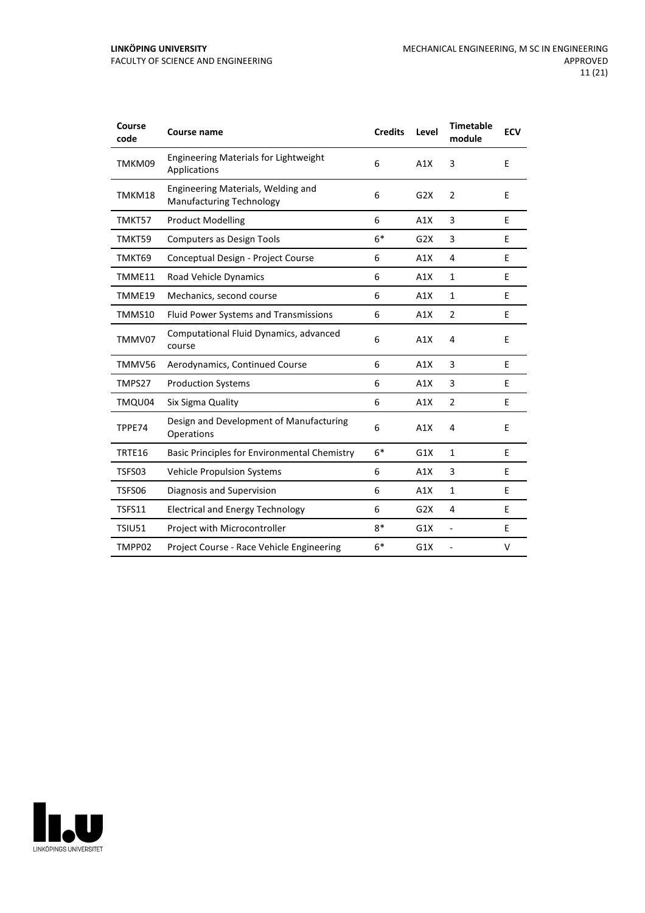| Course code | Course name | Credits | Level | Timetable module | ECV |
|---|---|---|---|---|---|
| TMKM09 | Engineering Materials for Lightweight Applications | 6 | A1X | 3 | E |
| TMKM18 | Engineering Materials, Welding and Manufacturing Technology | 6 | G2X | 2 | E |
| TMKT57 | Product Modelling | 6 | A1X | 3 | E |
| TMKT59 | Computers as Design Tools | 6* | G2X | 3 | E |
| TMKT69 | Conceptual Design - Project Course | 6 | A1X | 4 | E |
| TMME11 | Road Vehicle Dynamics | 6 | A1X | 1 | E |
| TMME19 | Mechanics, second course | 6 | A1X | 1 | E |
| TMMS10 | Fluid Power Systems and Transmissions | 6 | A1X | 2 | E |
| TMMV07 | Computational Fluid Dynamics, advanced course | 6 | A1X | 4 | E |
| TMMV56 | Aerodynamics, Continued Course | 6 | A1X | 3 | E |
| TMPS27 | Production Systems | 6 | A1X | 3 | E |
| TMQU04 | Six Sigma Quality | 6 | A1X | 2 | E |
| TPPE74 | Design and Development of Manufacturing Operations | 6 | A1X | 4 | E |
| TRTE16 | Basic Principles for Environmental Chemistry | 6* | G1X | 1 | E |
| TSFS03 | Vehicle Propulsion Systems | 6 | A1X | 3 | E |
| TSFS06 | Diagnosis and Supervision | 6 | A1X | 1 | E |
| TSFS11 | Electrical and Energy Technology | 6 | G2X | 4 | E |
| TSIU51 | Project with Microcontroller | 8* | G1X | - | E |
| TMPP02 | Project Course - Race Vehicle Engineering | 6* | G1X | - | V |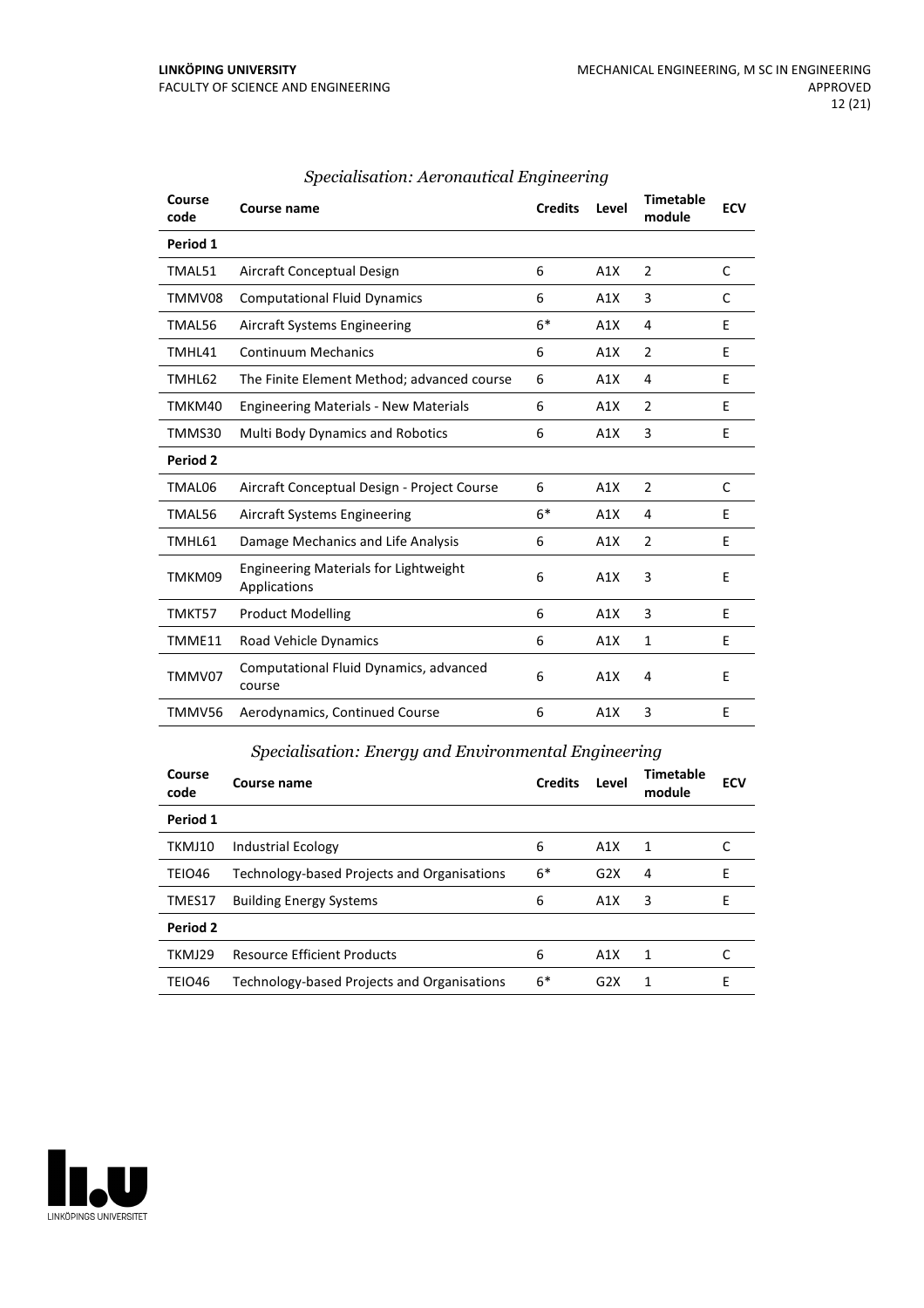### *Specialisation: Aeronautical Engineering*

| Course code | Course name | Credits | Level | Timetable module | ECV |
|---|---|---|---|---|---|
| **Period 1** | | | | | |
| TMAL51 | Aircraft Conceptual Design | 6 | A1X | 2 | C |
| TMMV08 | Computational Fluid Dynamics | 6 | A1X | 3 | C |
| TMAL56 | Aircraft Systems Engineering | 6* | A1X | 4 | E |
| TMHL41 | Continuum Mechanics | 6 | A1X | 2 | E |
| TMHL62 | The Finite Element Method; advanced course | 6 | A1X | 4 | E |
| TMKM40 | Engineering Materials - New Materials | 6 | A1X | 2 | E |
| TMMS30 | Multi Body Dynamics and Robotics | 6 | A1X | 3 | E |
| **Period 2** | | | | | |
| TMAL06 | Aircraft Conceptual Design - Project Course | 6 | A1X | 2 | C |
| TMAL56 | Aircraft Systems Engineering | 6* | A1X | 4 | E |
| TMHL61 | Damage Mechanics and Life Analysis | 6 | A1X | 2 | E |
| TMKM09 | Engineering Materials for Lightweight Applications | 6 | A1X | 3 | E |
| TMKT57 | Product Modelling | 6 | A1X | 3 | E |
| TMME11 | Road Vehicle Dynamics | 6 | A1X | 1 | E |
| TMMV07 | Computational Fluid Dynamics, advanced course | 6 | A1X | 4 | E |
| TMMV56 | Aerodynamics, Continued Course | 6 | A1X | 3 | E |

### *Specialisation: Energy and Environmental Engineering*

| Course code | Course name | Credits | Level | Timetable module | ECV |
|---|---|---|---|---|---|
| **Period 1** | | | | | |
| TKMJ10 | Industrial Ecology | 6 | A1X | 1 | C |
| TEIO46 | Technology-based Projects and Organisations | 6* | G2X | 4 | E |
| TMES17 | Building Energy Systems | 6 | A1X | 3 | E |
| **Period 2** | | | | | |
| TKMJ29 | Resource Efficient Products | 6 | A1X | 1 | C |
| TEIO46 | Technology-based Projects and Organisations | 6* | G2X | 1 | E |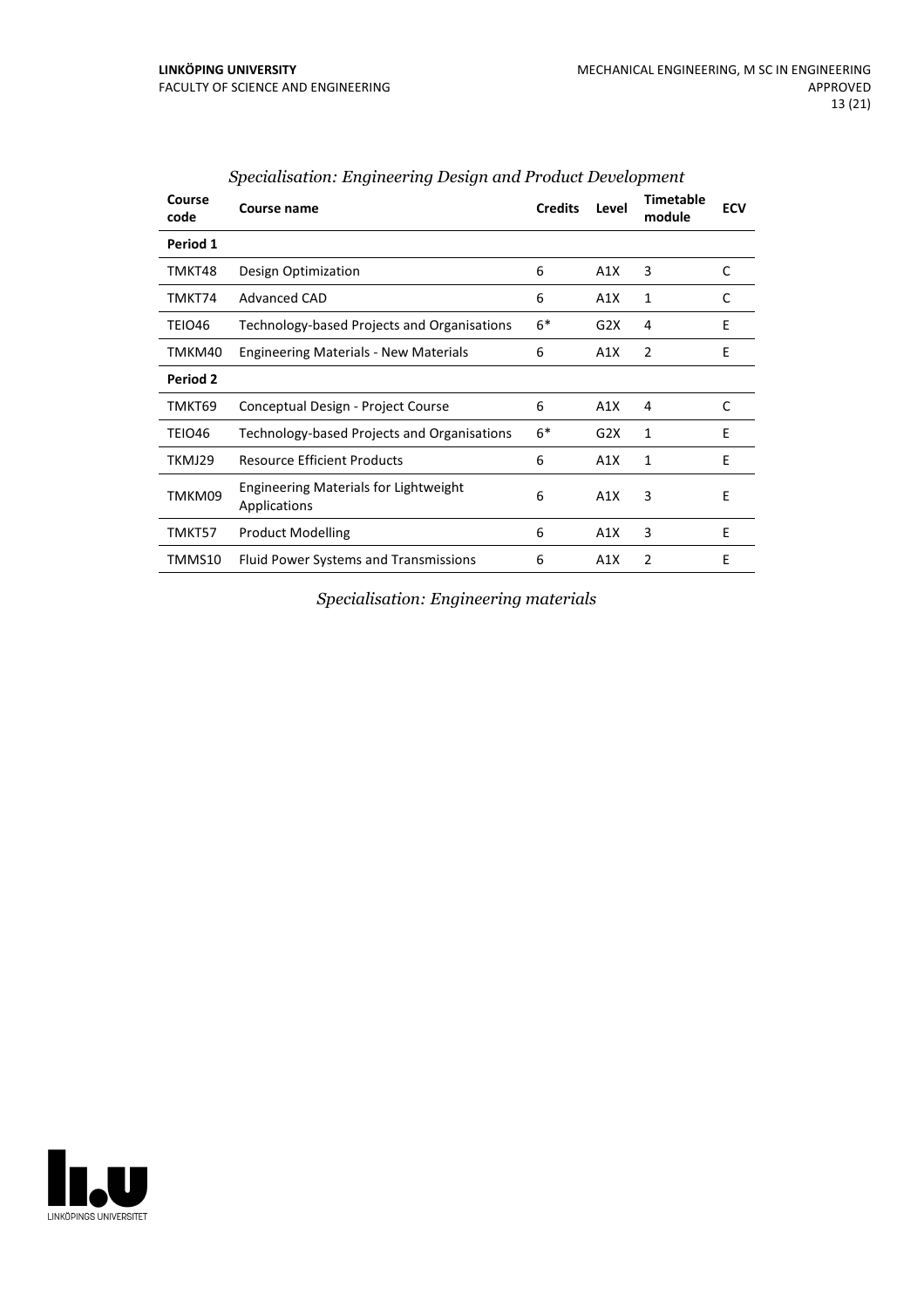*Specialisation: Engineering Design and Product Development*

| Course code | Course name | Credits | Level | Timetable module | ECV |
|---|---|---|---|---|---|
| **Period 1** | | | | | |
| TMKT48 | Design Optimization | 6 | A1X | 3 | C |
| TMKT74 | Advanced CAD | 6 | A1X | 1 | C |
| TEIO46 | Technology-based Projects and Organisations | 6* | G2X | 4 | E |
| TMKM40 | Engineering Materials - New Materials | 6 | A1X | 2 | E |
| **Period 2** | | | | | |
| TMKT69 | Conceptual Design - Project Course | 6 | A1X | 4 | C |
| TEIO46 | Technology-based Projects and Organisations | 6* | G2X | 1 | E |
| TKMJ29 | Resource Efficient Products | 6 | A1X | 1 | E |
| TMKM09 | Engineering Materials for Lightweight Applications | 6 | A1X | 3 | E |
| TMKT57 | Product Modelling | 6 | A1X | 3 | E |
| TMMS10 | Fluid Power Systems and Transmissions | 6 | A1X | 2 | E |

*Specialisation: Engineering materials*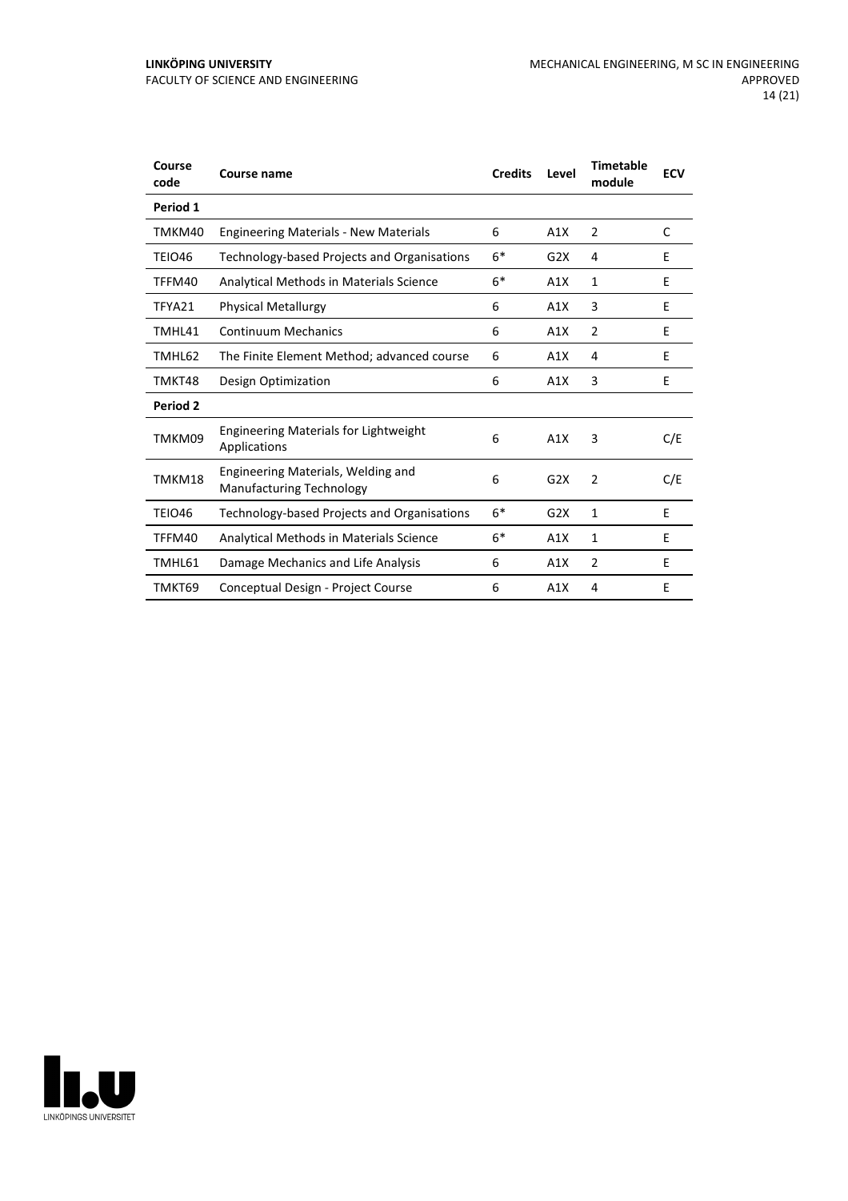| Course code | Course name | Credits | Level | Timetable module | ECV |
|---|---|---|---|---|---|
| **Period 1** | | | | | |
| TMKM40 | Engineering Materials - New Materials | 6 | A1X | 2 | C |
| TEIO46 | Technology-based Projects and Organisations | 6* | G2X | 4 | E |
| TFFM40 | Analytical Methods in Materials Science | 6* | A1X | 1 | E |
| TFYA21 | Physical Metallurgy | 6 | A1X | 3 | E |
| TMHL41 | Continuum Mechanics | 6 | A1X | 2 | E |
| TMHL62 | The Finite Element Method; advanced course | 6 | A1X | 4 | E |
| TMKT48 | Design Optimization | 6 | A1X | 3 | E |
| **Period 2** | | | | | |
| TMKM09 | Engineering Materials for Lightweight Applications | 6 | A1X | 3 | C/E |
| TMKM18 | Engineering Materials, Welding and Manufacturing Technology | 6 | G2X | 2 | C/E |
| TEIO46 | Technology-based Projects and Organisations | 6* | G2X | 1 | E |
| TFFM40 | Analytical Methods in Materials Science | 6* | A1X | 1 | E |
| TMHL61 | Damage Mechanics and Life Analysis | 6 | A1X | 2 | E |
| TMKT69 | Conceptual Design - Project Course | 6 | A1X | 4 | E |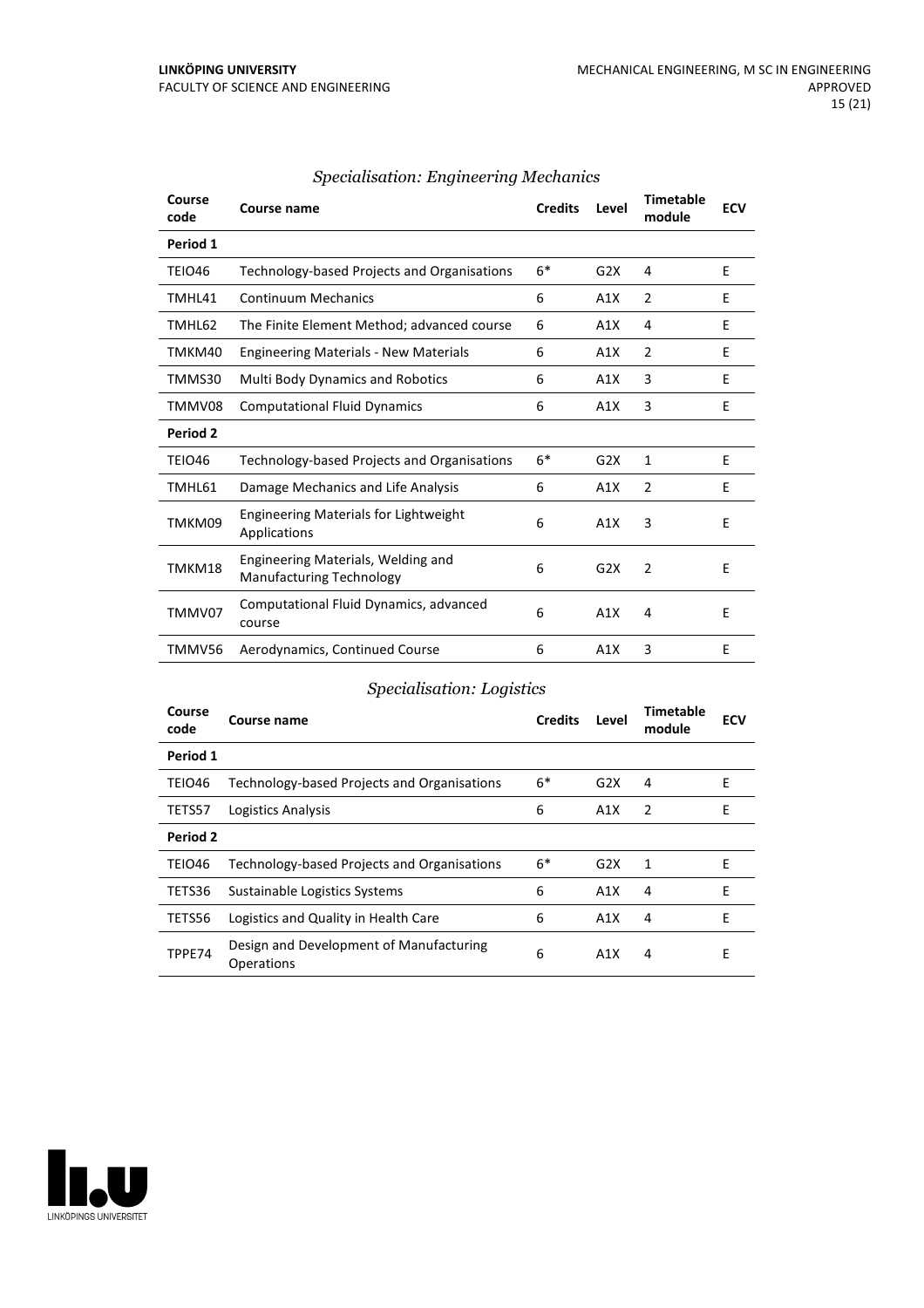### *Specialisation: Engineering Mechanics*

| Course code | Course name | Credits | Level | Timetable module | ECV |
|---|---|---|---|---|---|
| **Period 1** | | | | | |
| TEIO46 | Technology-based Projects and Organisations | 6* | G2X | 4 | E |
| TMHL41 | Continuum Mechanics | 6 | A1X | 2 | E |
| TMHL62 | The Finite Element Method; advanced course | 6 | A1X | 4 | E |
| TMKM40 | Engineering Materials - New Materials | 6 | A1X | 2 | E |
| TMMS30 | Multi Body Dynamics and Robotics | 6 | A1X | 3 | E |
| TMMV08 | Computational Fluid Dynamics | 6 | A1X | 3 | E |
| **Period 2** | | | | | |
| TEIO46 | Technology-based Projects and Organisations | 6* | G2X | 1 | E |
| TMHL61 | Damage Mechanics and Life Analysis | 6 | A1X | 2 | E |
| TMKM09 | Engineering Materials for Lightweight Applications | 6 | A1X | 3 | E |
| TMKM18 | Engineering Materials, Welding and Manufacturing Technology | 6 | G2X | 2 | E |
| TMMV07 | Computational Fluid Dynamics, advanced course | 6 | A1X | 4 | E |
| TMMV56 | Aerodynamics, Continued Course | 6 | A1X | 3 | E |

### *Specialisation: Logistics*

| Course code | Course name | Credits | Level | Timetable module | ECV |
|---|---|---|---|---|---|
| **Period 1** | | | | | |
| TEIO46 | Technology-based Projects and Organisations | 6* | G2X | 4 | E |
| TETS57 | Logistics Analysis | 6 | A1X | 2 | E |
| **Period 2** | | | | | |
| TEIO46 | Technology-based Projects and Organisations | 6* | G2X | 1 | E |
| TETS36 | Sustainable Logistics Systems | 6 | A1X | 4 | E |
| TETS56 | Logistics and Quality in Health Care | 6 | A1X | 4 | E |
| TPPE74 | Design and Development of Manufacturing Operations | 6 | A1X | 4 | E |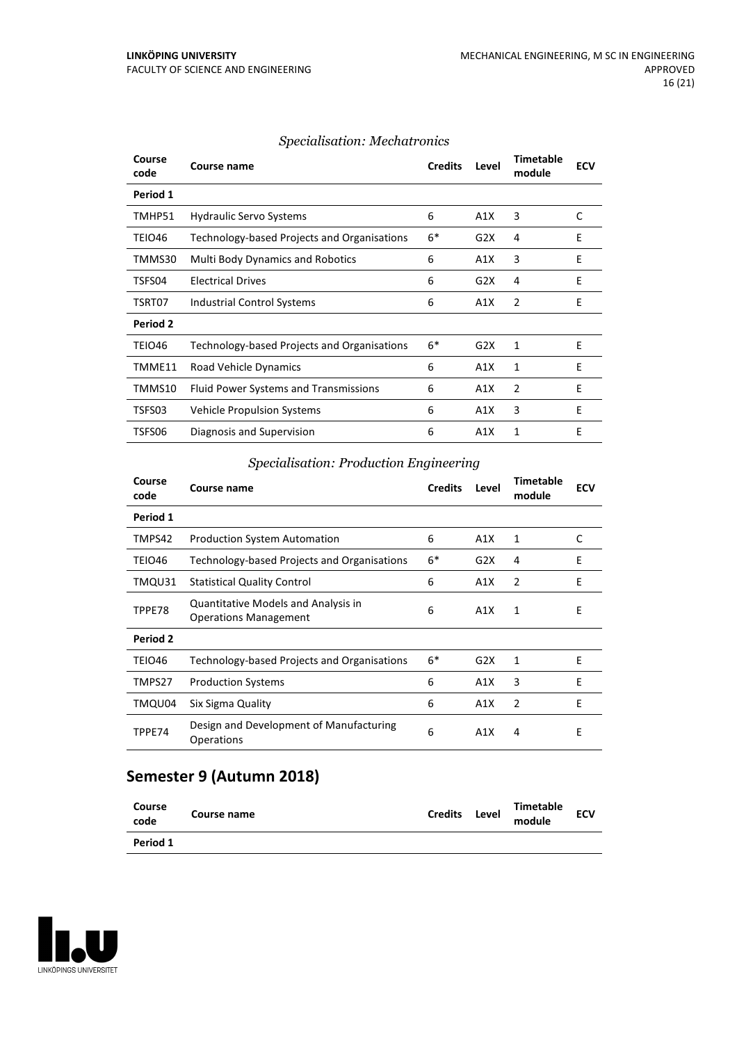*Specialisation: Mechatronics*

| Course code | Course name | Credits | Level | Timetable module | ECV |
|---|---|---|---|---|---|
| **Period 1** | | | | | |
| TMHP51 | Hydraulic Servo Systems | 6 | A1X | 3 | C |
| TEIO46 | Technology-based Projects and Organisations | 6* | G2X | 4 | E |
| TMMS30 | Multi Body Dynamics and Robotics | 6 | A1X | 3 | E |
| TSFS04 | Electrical Drives | 6 | G2X | 4 | E |
| TSRT07 | Industrial Control Systems | 6 | A1X | 2 | E |
| **Period 2** | | | | | |
| TEIO46 | Technology-based Projects and Organisations | 6* | G2X | 1 | E |
| TMME11 | Road Vehicle Dynamics | 6 | A1X | 1 | E |
| TMMS10 | Fluid Power Systems and Transmissions | 6 | A1X | 2 | E |
| TSFS03 | Vehicle Propulsion Systems | 6 | A1X | 3 | E |
| TSFS06 | Diagnosis and Supervision | 6 | A1X | 1 | E |

*Specialisation: Production Engineering*

| Course code | Course name | Credits | Level | Timetable module | ECV |
|---|---|---|---|---|---|
| **Period 1** | | | | | |
| TMPS42 | Production System Automation | 6 | A1X | 1 | C |
| TEIO46 | Technology-based Projects and Organisations | 6* | G2X | 4 | E |
| TMQU31 | Statistical Quality Control | 6 | A1X | 2 | E |
| TPPE78 | Quantitative Models and Analysis in Operations Management | 6 | A1X | 1 | E |
| **Period 2** | | | | | |
| TEIO46 | Technology-based Projects and Organisations | 6* | G2X | 1 | E |
| TMPS27 | Production Systems | 6 | A1X | 3 | E |
| TMQU04 | Six Sigma Quality | 6 | A1X | 2 | E |
| TPPE74 | Design and Development of Manufacturing Operations | 6 | A1X | 4 | E |

## Semester 9 (Autumn 2018)

| Course code | Course name | Credits | Level | Timetable module | ECV |
|---|---|---|---|---|---|
| **Period 1** | | | | | |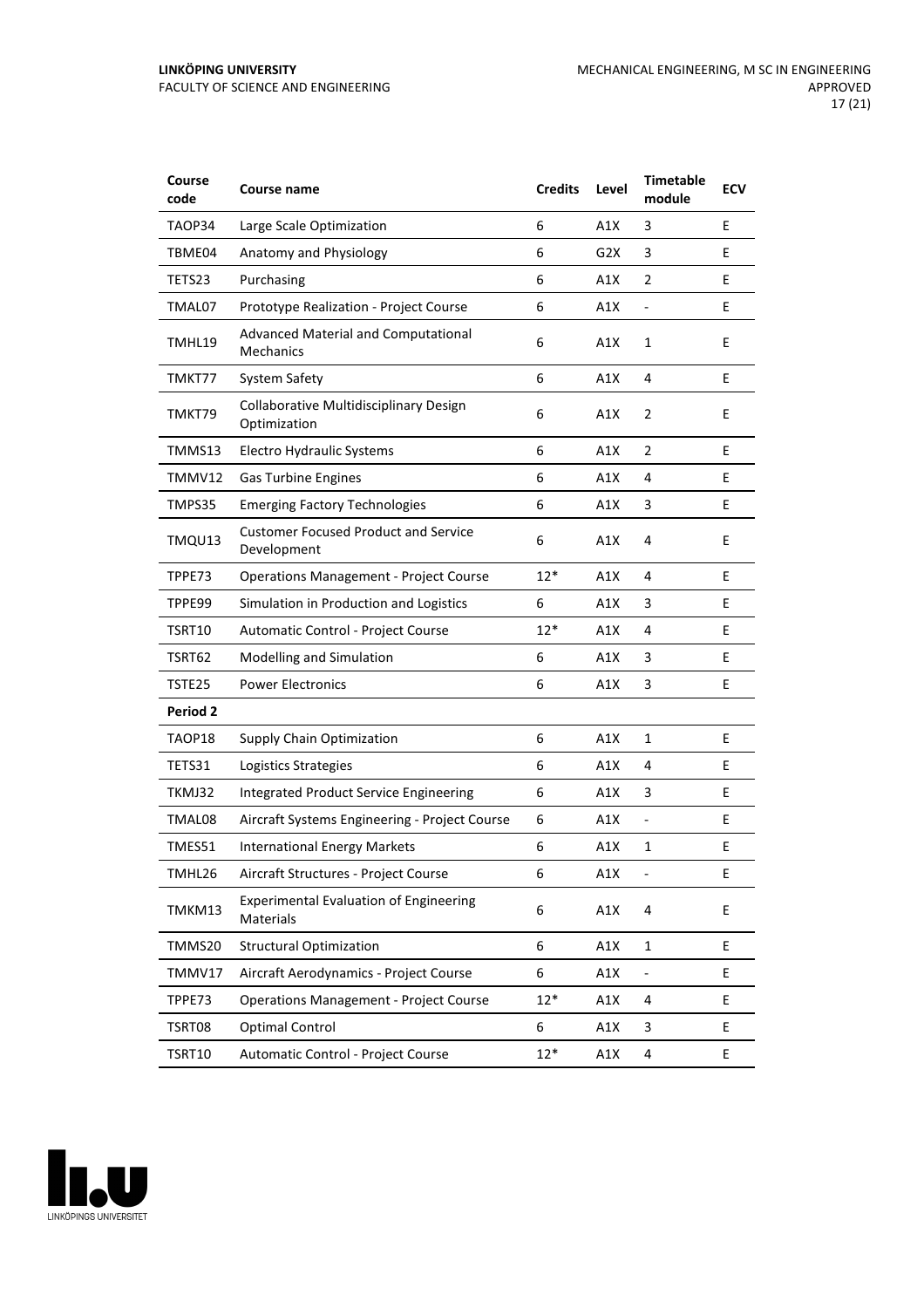| Course code | Course name | Credits | Level | Timetable module | ECV |
|---|---|---|---|---|---|
| TAOP34 | Large Scale Optimization | 6 | A1X | 3 | E |
| TBME04 | Anatomy and Physiology | 6 | G2X | 3 | E |
| TETS23 | Purchasing | 6 | A1X | 2 | E |
| TMAL07 | Prototype Realization - Project Course | 6 | A1X | - | E |
| TMHL19 | Advanced Material and Computational Mechanics | 6 | A1X | 1 | E |
| TMKT77 | System Safety | 6 | A1X | 4 | E |
| TMKT79 | Collaborative Multidisciplinary Design Optimization | 6 | A1X | 2 | E |
| TMMS13 | Electro Hydraulic Systems | 6 | A1X | 2 | E |
| TMMV12 | Gas Turbine Engines | 6 | A1X | 4 | E |
| TMPS35 | Emerging Factory Technologies | 6 | A1X | 3 | E |
| TMQU13 | Customer Focused Product and Service Development | 6 | A1X | 4 | E |
| TPPE73 | Operations Management - Project Course | 12* | A1X | 4 | E |
| TPPE99 | Simulation in Production and Logistics | 6 | A1X | 3 | E |
| TSRT10 | Automatic Control - Project Course | 12* | A1X | 4 | E |
| TSRT62 | Modelling and Simulation | 6 | A1X | 3 | E |
| TSTE25 | Power Electronics | 6 | A1X | 3 | E |
| **Period 2** | | | | | |
| TAOP18 | Supply Chain Optimization | 6 | A1X | 1 | E |
| TETS31 | Logistics Strategies | 6 | A1X | 4 | E |
| TKMJ32 | Integrated Product Service Engineering | 6 | A1X | 3 | E |
| TMAL08 | Aircraft Systems Engineering - Project Course | 6 | A1X | - | E |
| TMES51 | International Energy Markets | 6 | A1X | 1 | E |
| TMHL26 | Aircraft Structures - Project Course | 6 | A1X | - | E |
| TMKM13 | Experimental Evaluation of Engineering Materials | 6 | A1X | 4 | E |
| TMMS20 | Structural Optimization | 6 | A1X | 1 | E |
| TMMV17 | Aircraft Aerodynamics - Project Course | 6 | A1X | - | E |
| TPPE73 | Operations Management - Project Course | 12* | A1X | 4 | E |
| TSRT08 | Optimal Control | 6 | A1X | 3 | E |
| TSRT10 | Automatic Control - Project Course | 12* | A1X | 4 | E |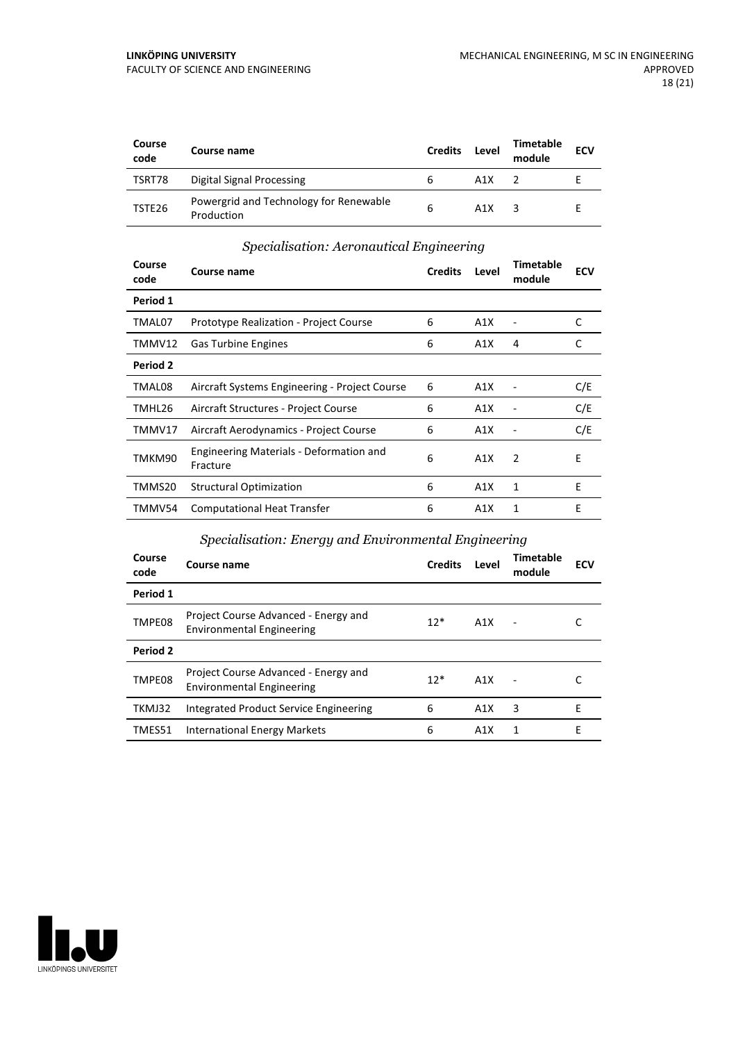| Course code | Course name | Credits | Level | Timetable module | ECV |
|---|---|---|---|---|---|
| TSRT78 | Digital Signal Processing | 6 | A1X | 2 | E |
| TSTE26 | Powergrid and Technology for Renewable Production | 6 | A1X | 3 | E |

### *Specialisation: Aeronautical Engineering*

| Course code | Course name | Credits | Level | Timetable module | ECV |
|---|---|---|---|---|---|
| **Period 1** | | | | | |
| TMAL07 | Prototype Realization - Project Course | 6 | A1X | - | C |
| TMMV12 | Gas Turbine Engines | 6 | A1X | 4 | C |
| **Period 2** | | | | | |
| TMAL08 | Aircraft Systems Engineering - Project Course | 6 | A1X | - | C/E |
| TMHL26 | Aircraft Structures - Project Course | 6 | A1X | - | C/E |
| TMMV17 | Aircraft Aerodynamics - Project Course | 6 | A1X | - | C/E |
| TMKM90 | Engineering Materials - Deformation and Fracture | 6 | A1X | 2 | E |
| TMMS20 | Structural Optimization | 6 | A1X | 1 | E |
| TMMV54 | Computational Heat Transfer | 6 | A1X | 1 | E |

### *Specialisation: Energy and Environmental Engineering*

| Course code | Course name | Credits | Level | Timetable module | ECV |
|---|---|---|---|---|---|
| **Period 1** | | | | | |
| TMPE08 | Project Course Advanced - Energy and Environmental Engineering | 12* | A1X | - | C |
| **Period 2** | | | | | |
| TMPE08 | Project Course Advanced - Energy and Environmental Engineering | 12* | A1X | - | C |
| TKMJ32 | Integrated Product Service Engineering | 6 | A1X | 3 | E |
| TMES51 | International Energy Markets | 6 | A1X | 1 | E |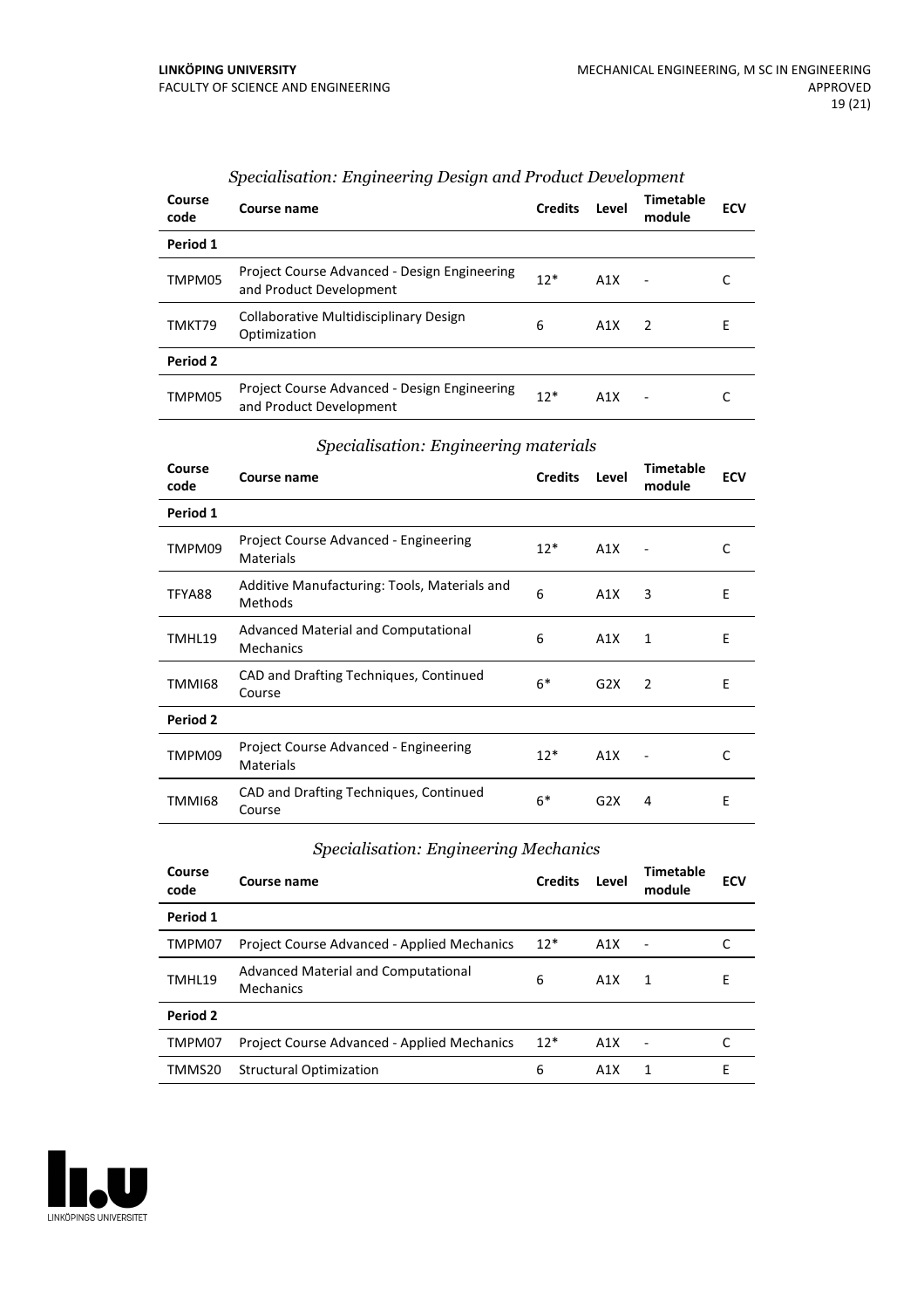### *Specialisation: Engineering Design and Product Development*

| Course code | Course name | Credits | Level | Timetable module | ECV |
|---|---|---|---|---|---|
| **Period 1** | | | | | |
| TMPM05 | Project Course Advanced - Design Engineering and Product Development | 12* | A1X | - | C |
| TMKT79 | Collaborative Multidisciplinary Design Optimization | 6 | A1X | 2 | E |
| **Period 2** | | | | | |
| TMPM05 | Project Course Advanced - Design Engineering and Product Development | 12* | A1X | - | C |

### *Specialisation: Engineering materials*

| Course code | Course name | Credits | Level | Timetable module | ECV |
|---|---|---|---|---|---|
| **Period 1** | | | | | |
| TMPM09 | Project Course Advanced - Engineering Materials | 12* | A1X | - | C |
| TFYA88 | Additive Manufacturing: Tools, Materials and Methods | 6 | A1X | 3 | E |
| TMHL19 | Advanced Material and Computational Mechanics | 6 | A1X | 1 | E |
| TMMI68 | CAD and Drafting Techniques, Continued Course | 6* | G2X | 2 | E |
| **Period 2** | | | | | |
| TMPM09 | Project Course Advanced - Engineering Materials | 12* | A1X | - | C |
| TMMI68 | CAD and Drafting Techniques, Continued Course | 6* | G2X | 4 | E |

### *Specialisation: Engineering Mechanics*

| Course code | Course name | Credits | Level | Timetable module | ECV |
|---|---|---|---|---|---|
| **Period 1** | | | | | |
| TMPM07 | Project Course Advanced - Applied Mechanics | 12* | A1X | - | C |
| TMHL19 | Advanced Material and Computational Mechanics | 6 | A1X | 1 | E |
| **Period 2** | | | | | |
| TMPM07 | Project Course Advanced - Applied Mechanics | 12* | A1X | - | C |
| TMMS20 | Structural Optimization | 6 | A1X | 1 | E |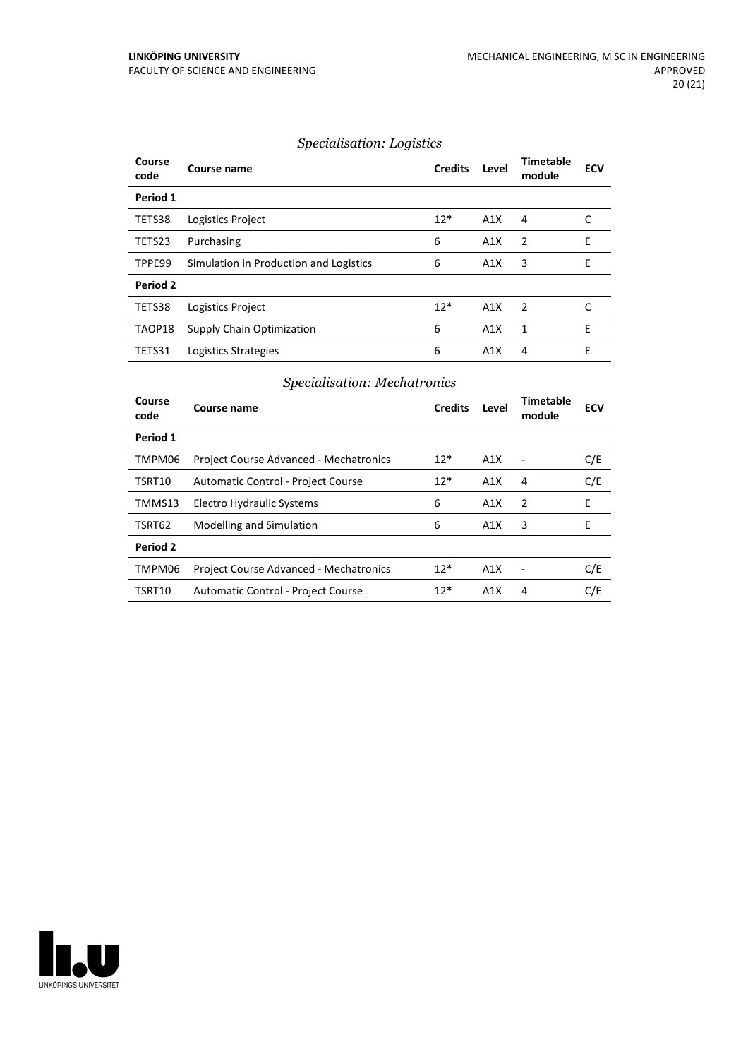*Specialisation: Logistics*

| Course code | Course name | Credits | Level | Timetable module | ECV |
|---|---|---|---|---|---|
| **Period 1** | | | | | |
| TETS38 | Logistics Project | 12* | A1X | 4 | C |
| TETS23 | Purchasing | 6 | A1X | 2 | E |
| TPPE99 | Simulation in Production and Logistics | 6 | A1X | 3 | E |
| **Period 2** | | | | | |
| TETS38 | Logistics Project | 12* | A1X | 2 | C |
| TAOP18 | Supply Chain Optimization | 6 | A1X | 1 | E |
| TETS31 | Logistics Strategies | 6 | A1X | 4 | E |

*Specialisation: Mechatronics*

| Course code | Course name | Credits | Level | Timetable module | ECV |
|---|---|---|---|---|---|
| **Period 1** | | | | | |
| TMPM06 | Project Course Advanced - Mechatronics | 12* | A1X | - | C/E |
| TSRT10 | Automatic Control - Project Course | 12* | A1X | 4 | C/E |
| TMMS13 | Electro Hydraulic Systems | 6 | A1X | 2 | E |
| TSRT62 | Modelling and Simulation | 6 | A1X | 3 | E |
| **Period 2** | | | | | |
| TMPM06 | Project Course Advanced - Mechatronics | 12* | A1X | - | C/E |
| TSRT10 | Automatic Control - Project Course | 12* | A1X | 4 | C/E |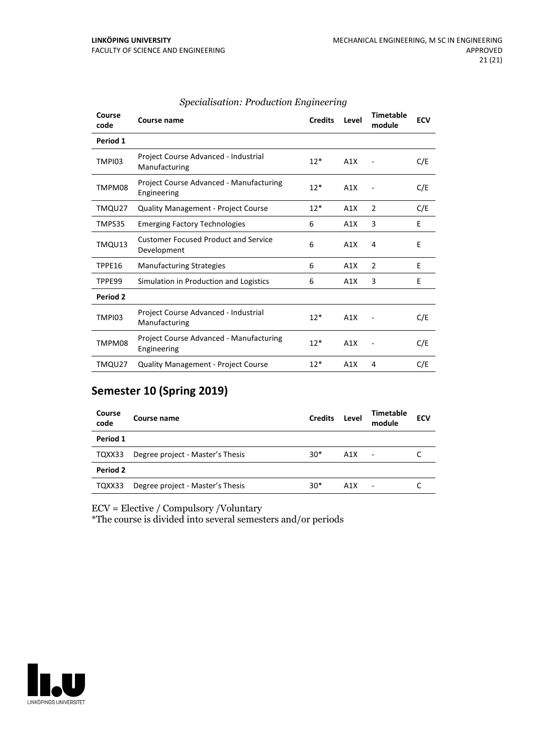*Specialisation: Production Engineering*

| Course code | Course name | Credits | Level | Timetable module | ECV |
|---|---|---|---|---|---|
| **Period 1** | | | | | |
| TMPI03 | Project Course Advanced - Industrial Manufacturing | 12* | A1X | - | C/E |
| TMPM08 | Project Course Advanced - Manufacturing Engineering | 12* | A1X | - | C/E |
| TMQU27 | Quality Management - Project Course | 12* | A1X | 2 | C/E |
| TMPS35 | Emerging Factory Technologies | 6 | A1X | 3 | E |
| TMQU13 | Customer Focused Product and Service Development | 6 | A1X | 4 | E |
| TPPE16 | Manufacturing Strategies | 6 | A1X | 2 | E |
| TPPE99 | Simulation in Production and Logistics | 6 | A1X | 3 | E |
| **Period 2** | | | | | |
| TMPI03 | Project Course Advanced - Industrial Manufacturing | 12* | A1X | - | C/E |
| TMPM08 | Project Course Advanced - Manufacturing Engineering | 12* | A1X | - | C/E |
| TMQU27 | Quality Management - Project Course | 12* | A1X | 4 | C/E |

## Semester 10 (Spring 2019)

| Course code | Course name | Credits | Level | Timetable module | ECV |
|---|---|---|---|---|---|
| **Period 1** | | | | | |
| TQXX33 | Degree project - Master's Thesis | 30* | A1X | - | C |
| **Period 2** | | | | | |
| TQXX33 | Degree project - Master's Thesis | 30* | A1X | - | C |

ECV = Elective / Compulsory /Voluntary

*The course is divided into several semesters and/or periods